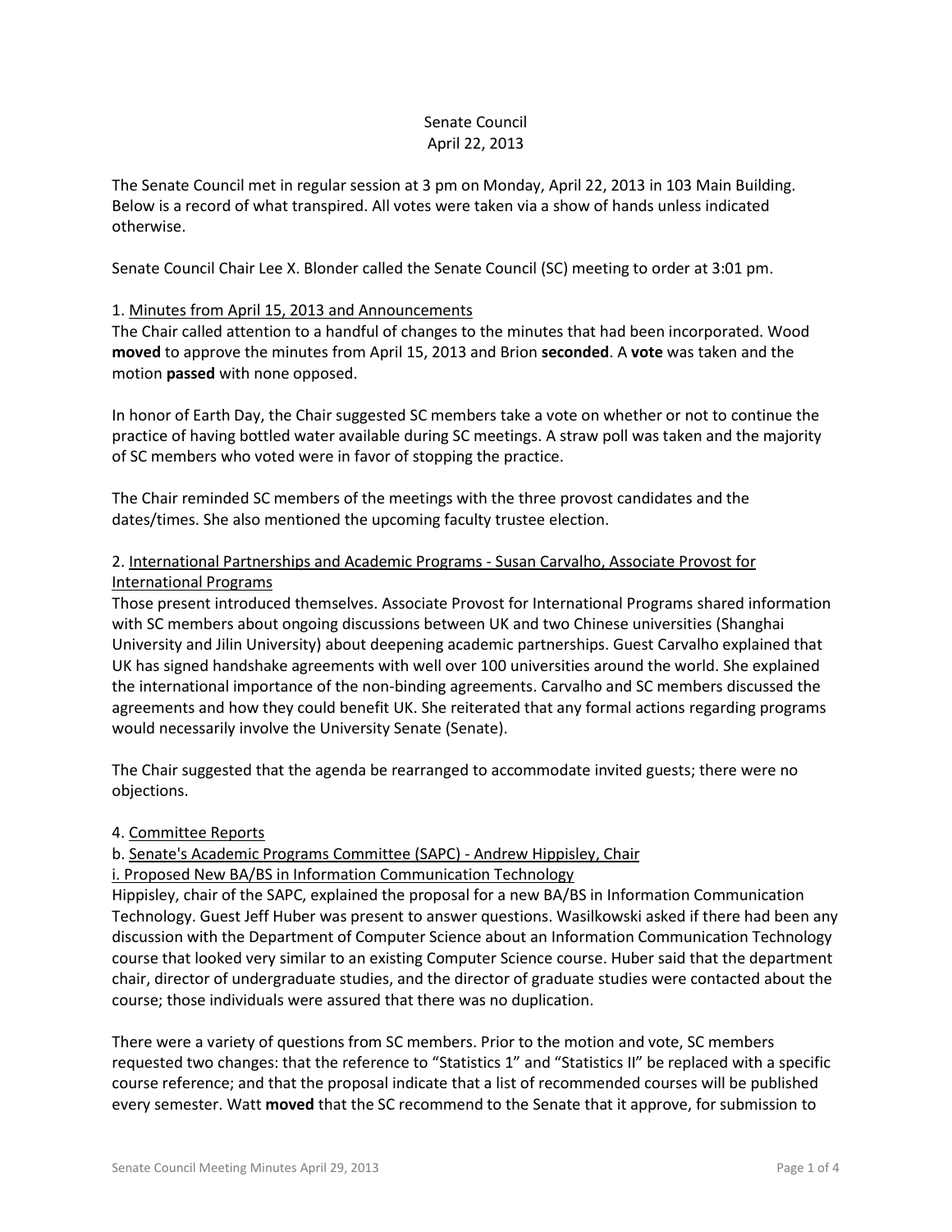Senate Council
April 22, 2013

The Senate Council met in regular session at 3 pm on Monday, April 22, 2013 in 103 Main Building. Below is a record of what transpired. All votes were taken via a show of hands unless indicated otherwise.

Senate Council Chair Lee X. Blonder called the Senate Council (SC) meeting to order at 3:01 pm.

1. Minutes from April 15, 2013 and Announcements

The Chair called attention to a handful of changes to the minutes that had been incorporated. Wood **moved** to approve the minutes from April 15, 2013 and Brion **seconded**. A **vote** was taken and the motion **passed** with none opposed.

In honor of Earth Day, the Chair suggested SC members take a vote on whether or not to continue the practice of having bottled water available during SC meetings. A straw poll was taken and the majority of SC members who voted were in favor of stopping the practice.

The Chair reminded SC members of the meetings with the three provost candidates and the dates/times. She also mentioned the upcoming faculty trustee election.

2. International Partnerships and Academic Programs - Susan Carvalho, Associate Provost for International Programs

Those present introduced themselves. Associate Provost for International Programs shared information with SC members about ongoing discussions between UK and two Chinese universities (Shanghai University and Jilin University) about deepening academic partnerships. Guest Carvalho explained that UK has signed handshake agreements with well over 100 universities around the world. She explained the international importance of the non-binding agreements. Carvalho and SC members discussed the agreements and how they could benefit UK. She reiterated that any formal actions regarding programs would necessarily involve the University Senate (Senate).

The Chair suggested that the agenda be rearranged to accommodate invited guests; there were no objections.

4. Committee Reports

b. Senate's Academic Programs Committee (SAPC) - Andrew Hippisley, Chair

i. Proposed New BA/BS in Information Communication Technology

Hippisley, chair of the SAPC, explained the proposal for a new BA/BS in Information Communication Technology. Guest Jeff Huber was present to answer questions. Wasilkowski asked if there had been any discussion with the Department of Computer Science about an Information Communication Technology course that looked very similar to an existing Computer Science course. Huber said that the department chair, director of undergraduate studies, and the director of graduate studies were contacted about the course; those individuals were assured that there was no duplication.

There were a variety of questions from SC members. Prior to the motion and vote, SC members requested two changes: that the reference to "Statistics 1" and "Statistics II" be replaced with a specific course reference; and that the proposal indicate that a list of recommended courses will be published every semester. Watt **moved** that the SC recommend to the Senate that it approve, for submission to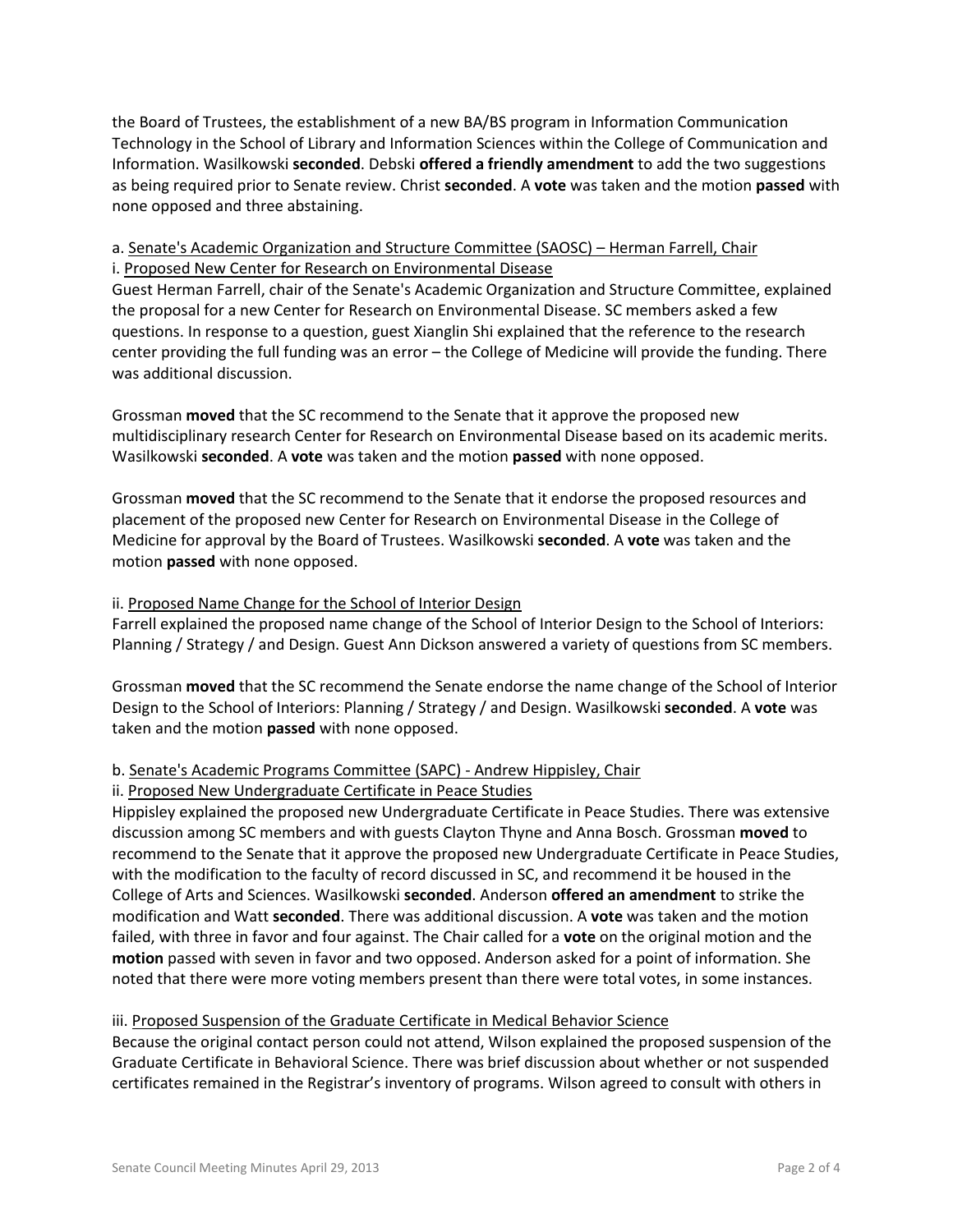the Board of Trustees, the establishment of a new BA/BS program in Information Communication Technology in the School of Library and Information Sciences within the College of Communication and Information. Wasilkowski **seconded**. Debski **offered a friendly amendment** to add the two suggestions as being required prior to Senate review. Christ **seconded**. A **vote** was taken and the motion **passed** with none opposed and three abstaining.

a. Senate's Academic Organization and Structure Committee (SAOSC) – Herman Farrell, Chair

i. Proposed New Center for Research on Environmental Disease

Guest Herman Farrell, chair of the Senate's Academic Organization and Structure Committee, explained the proposal for a new Center for Research on Environmental Disease. SC members asked a few questions. In response to a question, guest Xianglin Shi explained that the reference to the research center providing the full funding was an error – the College of Medicine will provide the funding. There was additional discussion.

Grossman **moved** that the SC recommend to the Senate that it approve the proposed new multidisciplinary research Center for Research on Environmental Disease based on its academic merits. Wasilkowski **seconded**. A **vote** was taken and the motion **passed** with none opposed.

Grossman **moved** that the SC recommend to the Senate that it endorse the proposed resources and placement of the proposed new Center for Research on Environmental Disease in the College of Medicine for approval by the Board of Trustees. Wasilkowski **seconded**. A **vote** was taken and the motion **passed** with none opposed.

ii. Proposed Name Change for the School of Interior Design

Farrell explained the proposed name change of the School of Interior Design to the School of Interiors: Planning / Strategy / and Design. Guest Ann Dickson answered a variety of questions from SC members.

Grossman **moved** that the SC recommend the Senate endorse the name change of the School of Interior Design to the School of Interiors: Planning / Strategy / and Design. Wasilkowski **seconded**. A **vote** was taken and the motion **passed** with none opposed.

b. Senate's Academic Programs Committee (SAPC) - Andrew Hippisley, Chair

ii. Proposed New Undergraduate Certificate in Peace Studies

Hippisley explained the proposed new Undergraduate Certificate in Peace Studies. There was extensive discussion among SC members and with guests Clayton Thyne and Anna Bosch. Grossman **moved** to recommend to the Senate that it approve the proposed new Undergraduate Certificate in Peace Studies, with the modification to the faculty of record discussed in SC, and recommend it be housed in the College of Arts and Sciences. Wasilkowski **seconded**. Anderson **offered an amendment** to strike the modification and Watt **seconded**. There was additional discussion. A **vote** was taken and the motion failed, with three in favor and four against. The Chair called for a **vote** on the original motion and the **motion** passed with seven in favor and two opposed. Anderson asked for a point of information. She noted that there were more voting members present than there were total votes, in some instances.

iii. Proposed Suspension of the Graduate Certificate in Medical Behavior Science

Because the original contact person could not attend, Wilson explained the proposed suspension of the Graduate Certificate in Behavioral Science. There was brief discussion about whether or not suspended certificates remained in the Registrar's inventory of programs. Wilson agreed to consult with others in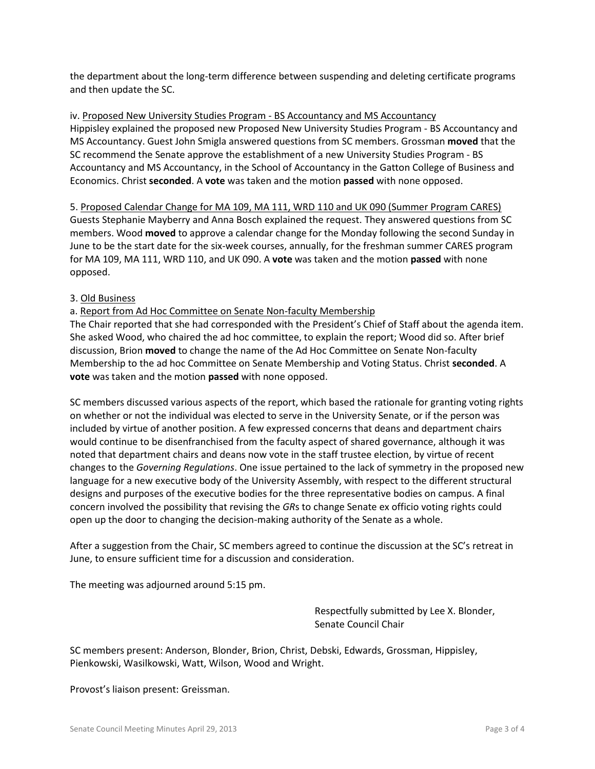the department about the long-term difference between suspending and deleting certificate programs and then update the SC.

iv. Proposed New University Studies Program - BS Accountancy and MS Accountancy

Hippisley explained the proposed new Proposed New University Studies Program - BS Accountancy and MS Accountancy. Guest John Smigla answered questions from SC members. Grossman **moved** that the SC recommend the Senate approve the establishment of a new University Studies Program - BS Accountancy and MS Accountancy, in the School of Accountancy in the Gatton College of Business and Economics. Christ **seconded**. A **vote** was taken and the motion **passed** with none opposed.

5. Proposed Calendar Change for MA 109, MA 111, WRD 110 and UK 090 (Summer Program CARES)

Guests Stephanie Mayberry and Anna Bosch explained the request. They answered questions from SC members. Wood **moved** to approve a calendar change for the Monday following the second Sunday in June to be the start date for the six-week courses, annually, for the freshman summer CARES program for MA 109, MA 111, WRD 110, and UK 090. A **vote** was taken and the motion **passed** with none opposed.

3. Old Business

a. Report from Ad Hoc Committee on Senate Non-faculty Membership

The Chair reported that she had corresponded with the President's Chief of Staff about the agenda item. She asked Wood, who chaired the ad hoc committee, to explain the report; Wood did so. After brief discussion, Brion **moved** to change the name of the Ad Hoc Committee on Senate Non-faculty Membership to the ad hoc Committee on Senate Membership and Voting Status. Christ **seconded**. A **vote** was taken and the motion **passed** with none opposed.

SC members discussed various aspects of the report, which based the rationale for granting voting rights on whether or not the individual was elected to serve in the University Senate, or if the person was included by virtue of another position. A few expressed concerns that deans and department chairs would continue to be disenfranchised from the faculty aspect of shared governance, although it was noted that department chairs and deans now vote in the staff trustee election, by virtue of recent changes to the *Governing Regulations*. One issue pertained to the lack of symmetry in the proposed new language for a new executive body of the University Assembly, with respect to the different structural designs and purposes of the executive bodies for the three representative bodies on campus. A final concern involved the possibility that revising the *GR*s to change Senate ex officio voting rights could open up the door to changing the decision-making authority of the Senate as a whole.

After a suggestion from the Chair, SC members agreed to continue the discussion at the SC's retreat in June, to ensure sufficient time for a discussion and consideration.

The meeting was adjourned around 5:15 pm.

Respectfully submitted by Lee X. Blonder,
Senate Council Chair

SC members present: Anderson, Blonder, Brion, Christ, Debski, Edwards, Grossman, Hippisley, Pienkowski, Wasilkowski, Watt, Wilson, Wood and Wright.

Provost's liaison present: Greissman.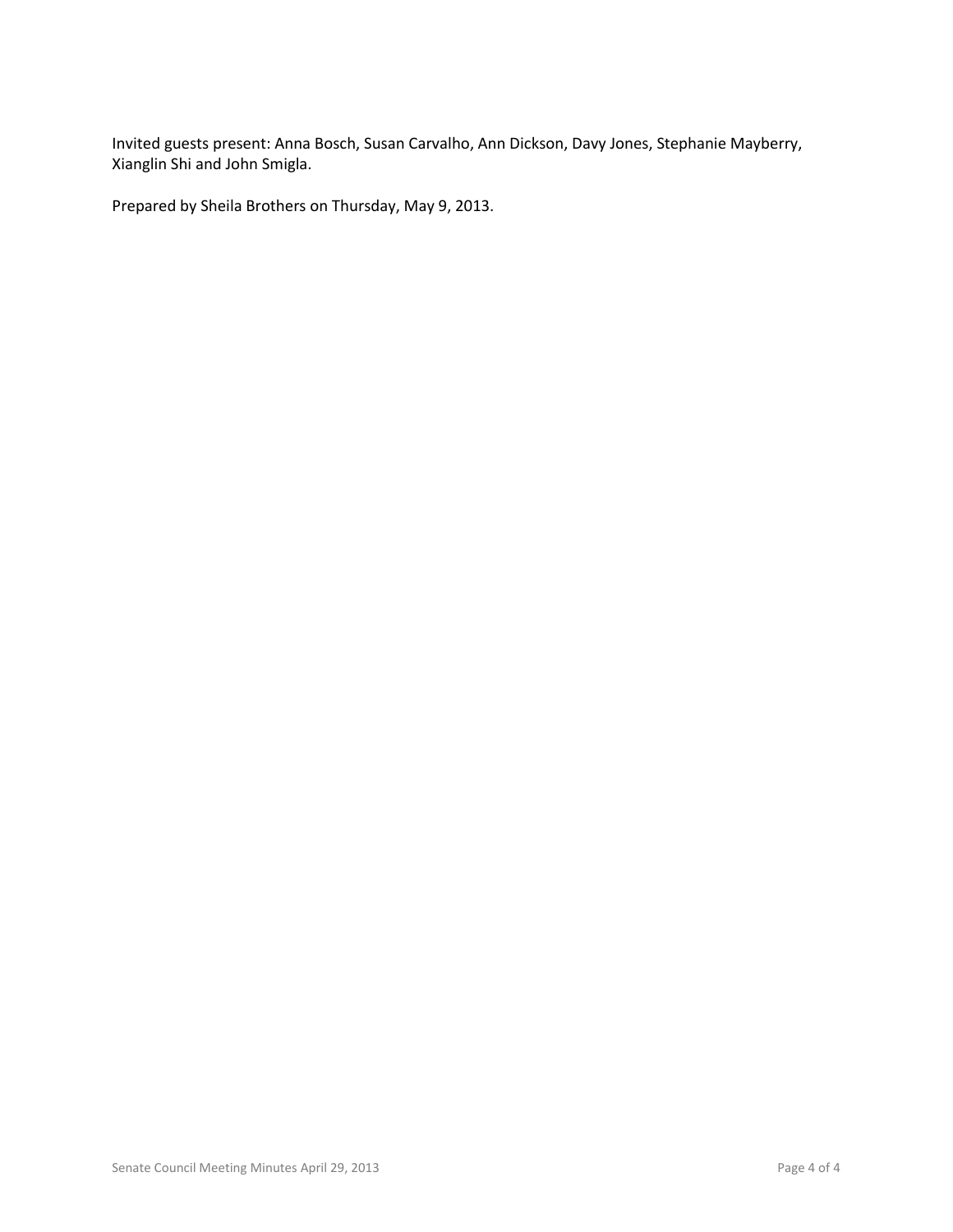Invited guests present: Anna Bosch, Susan Carvalho, Ann Dickson, Davy Jones, Stephanie Mayberry, Xianglin Shi and John Smigla.

Prepared by Sheila Brothers on Thursday, May 9, 2013.